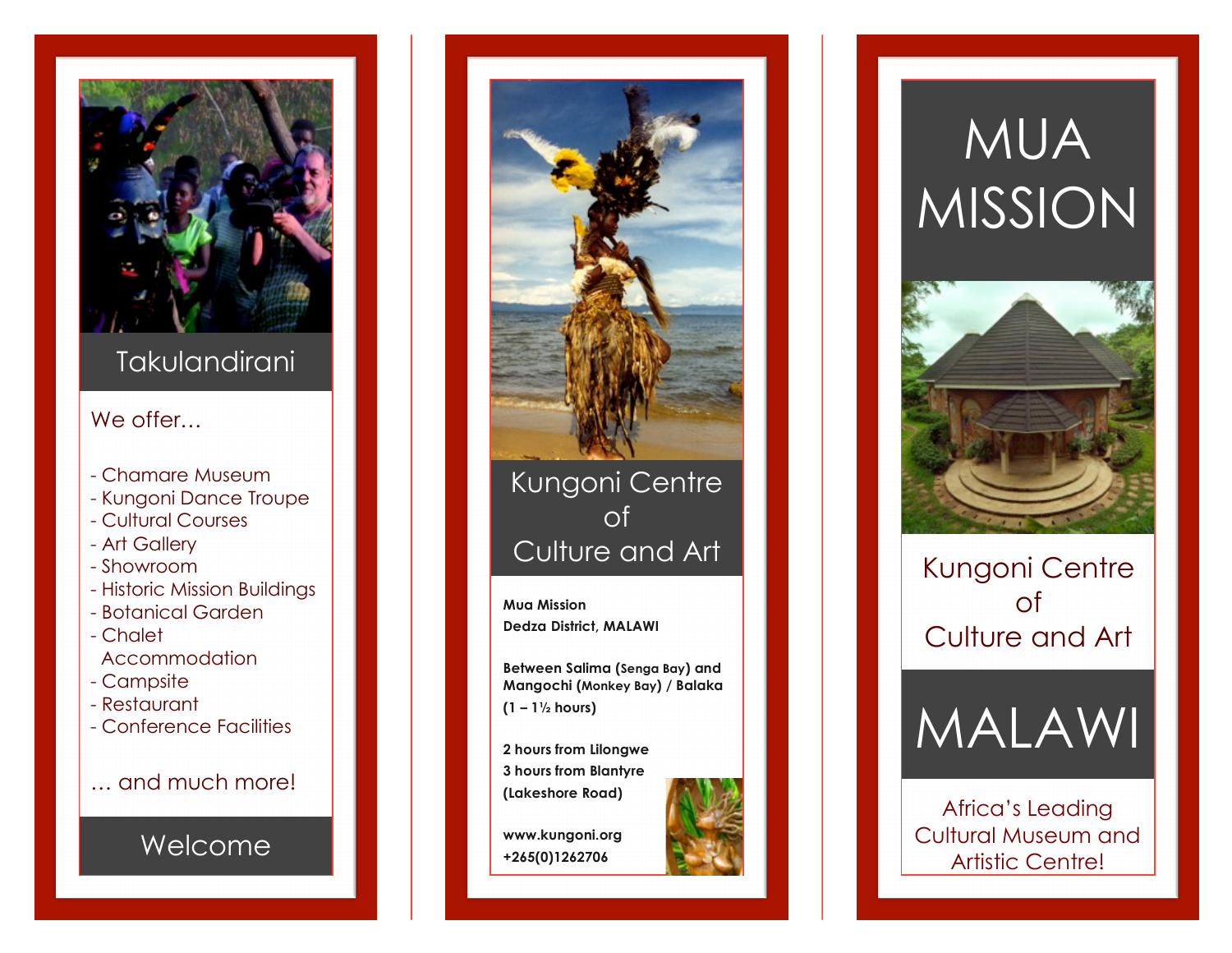## Takulandirani

We offer...

- Chamare Museum
- Kungoni Dance Troupe
- Cultural Courses
- Art Gallery
- Showroom
- Historic Mission Buildings
- Botanical Garden
- Chalet Accommodation
- Campsite
- Restaurant
- Conference Facilities

... and much more!

## Welcome

## Kungoni Centre of Culture and Art

**Mua Mission**
**Dedza District, MALAWI**

**Between Salima (Senga Bay) and Mangochi (Monkey Bay) / Balaka (1 – 1½ hours)**

**2 hours from Lilongwe**
**3 hours from Blantyre**
**(Lakeshore Road)**

**www.kungoni.org**
**+265(0)1262706**

# MUA MISSION

## Kungoni Centre of Culture and Art

# MALAWI

Africa's Leading Cultural Museum and Artistic Centre!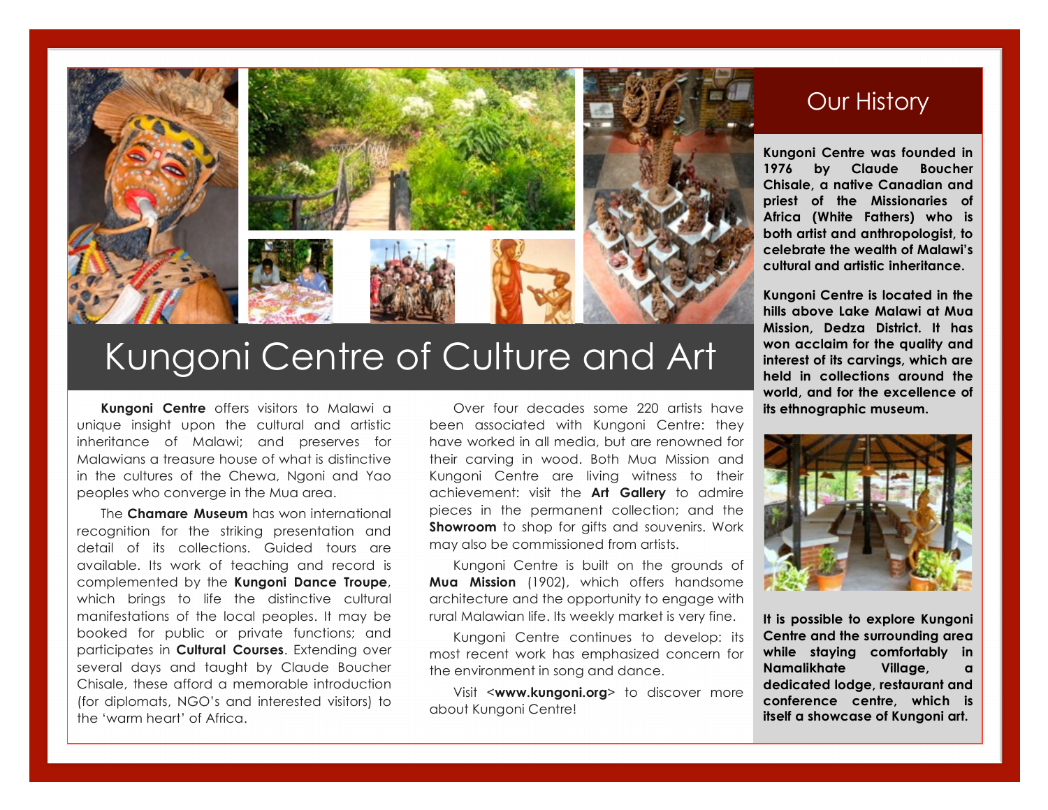# Kungoni Centre of Culture and Art

**Kungoni Centre** offers visitors to Malawi a unique insight upon the cultural and artistic inheritance of Malawi; and preserves for Malawians a treasure house of what is distinctive in the cultures of the Chewa, Ngoni and Yao peoples who converge in the Mua area.

The **Chamare Museum** has won international recognition for the striking presentation and detail of its collections. Guided tours are available. Its work of teaching and record is complemented by the **Kungoni Dance Troupe**, which brings to life the distinctive cultural manifestations of the local peoples. It may be booked for public or private functions; and participates in **Cultural Courses**. Extending over several days and taught by Claude Boucher Chisale, these afford a memorable introduction (for diplomats, NGO's and interested visitors) to the 'warm heart' of Africa.

Over four decades some 220 artists have been associated with Kungoni Centre: they have worked in all media, but are renowned for their carving in wood. Both Mua Mission and Kungoni Centre are living witness to their achievement: visit the **Art Gallery** to admire pieces in the permanent collection; and the **Showroom** to shop for gifts and souvenirs. Work may also be commissioned from artists.

Kungoni Centre is built on the grounds of **Mua Mission** (1902), which offers handsome architecture and the opportunity to engage with rural Malawian life. Its weekly market is very fine.

Kungoni Centre continues to develop: its most recent work has emphasized concern for the environment in song and dance.

Visit <**www.kungoni.org**> to discover more about Kungoni Centre!

## Our History

**Kungoni Centre was founded in 1976 by Claude Boucher Chisale, a native Canadian and priest of the Missionaries of Africa (White Fathers) who is both artist and anthropologist, to celebrate the wealth of Malawi's cultural and artistic inheritance.**

**Kungoni Centre is located in the hills above Lake Malawi at Mua Mission, Dedza District. It has won acclaim for the quality and interest of its carvings, which are held in collections around the world, and for the excellence of its ethnographic museum.**

**It is possible to explore Kungoni Centre and the surrounding area while staying comfortably in Namalikhate Village, a dedicated lodge, restaurant and conference centre, which is itself a showcase of Kungoni art.**